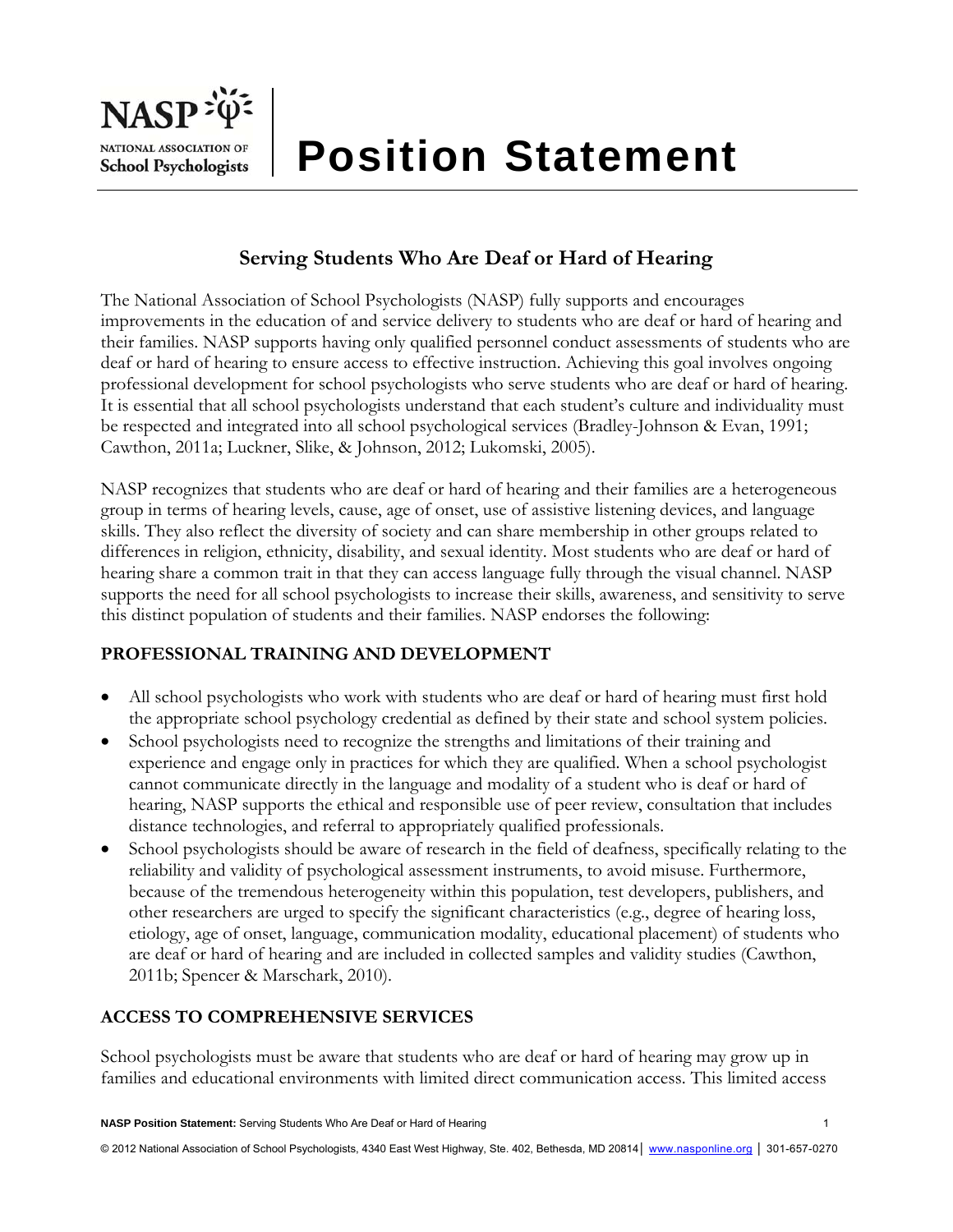# Position Statement

## Serving Students Who Are Deaf or Hard of Hearing

The National Association of School Psychologists (NASP) fully supports and encourages improvements in the education of and service delivery to students who are deaf or hard of hearing and their families. NASP supports having only qualified personnel conduct assessments of students who are deaf or hard of hearing to ensure access to effective instruction. Achieving this goal involves ongoing professional development for school psychologists who serve students who are deaf or hard of hearing. It is essential that all school psychologists understand that each student's culture and individuality must be respected and integrated into all school psychological services (Bradley-Johnson & Evan, 1991; Cawthon, 2011a; Luckner, Slike, & Johnson, 2012; Lukomski, 2005).

NASP recognizes that students who are deaf or hard of hearing and their families are a heterogeneous group in terms of hearing levels, cause, age of onset, use of assistive listening devices, and language skills. They also reflect the diversity of society and can share membership in other groups related to differences in religion, ethnicity, disability, and sexual identity. Most students who are deaf or hard of hearing share a common trait in that they can access language fully through the visual channel. NASP supports the need for all school psychologists to increase their skills, awareness, and sensitivity to serve this distinct population of students and their families. NASP endorses the following:

### PROFESSIONAL TRAINING AND DEVELOPMENT

- All school psychologists who work with students who are deaf or hard of hearing must first hold the appropriate school psychology credential as defined by their state and school system policies.
- School psychologists need to recognize the strengths and limitations of their training and experience and engage only in practices for which they are qualified. When a school psychologist cannot communicate directly in the language and modality of a student who is deaf or hard of hearing, NASP supports the ethical and responsible use of peer review, consultation that includes distance technologies, and referral to appropriately qualified professionals.
- School psychologists should be aware of research in the field of deafness, specifically relating to the reliability and validity of psychological assessment instruments, to avoid misuse. Furthermore, because of the tremendous heterogeneity within this population, test developers, publishers, and other researchers are urged to specify the significant characteristics (e.g., degree of hearing loss, etiology, age of onset, language, communication modality, educational placement) of students who are deaf or hard of hearing and are included in collected samples and validity studies (Cawthon, 2011b; Spencer & Marschark, 2010).

### ACCESS TO COMPREHENSIVE SERVICES

School psychologists must be aware that students who are deaf or hard of hearing may grow up in families and educational environments with limited direct communication access. This limited access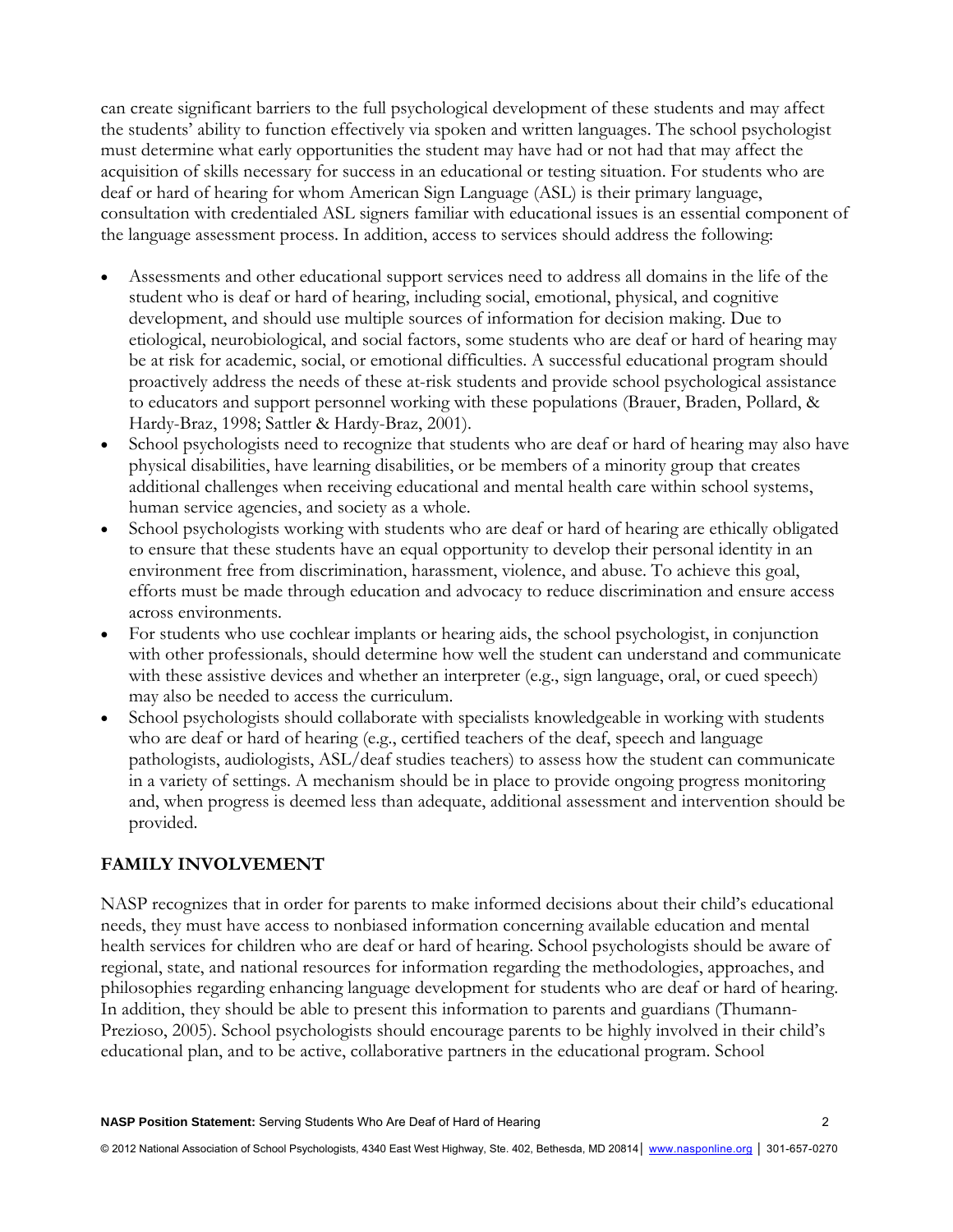can create significant barriers to the full psychological development of these students and may affect the students' ability to function effectively via spoken and written languages. The school psychologist must determine what early opportunities the student may have had or not had that may affect the acquisition of skills necessary for success in an educational or testing situation. For students who are deaf or hard of hearing for whom American Sign Language (ASL) is their primary language, consultation with credentialed ASL signers familiar with educational issues is an essential component of the language assessment process. In addition, access to services should address the following:

- Assessments and other educational support services need to address all domains in the life of the student who is deaf or hard of hearing, including social, emotional, physical, and cognitive development, and should use multiple sources of information for decision making. Due to etiological, neurobiological, and social factors, some students who are deaf or hard of hearing may be at risk for academic, social, or emotional difficulties. A successful educational program should proactively address the needs of these at-risk students and provide school psychological assistance to educators and support personnel working with these populations (Brauer, Braden, Pollard, & Hardy-Braz, 1998; Sattler & Hardy-Braz, 2001).
- School psychologists need to recognize that students who are deaf or hard of hearing may also have physical disabilities, have learning disabilities, or be members of a minority group that creates additional challenges when receiving educational and mental health care within school systems, human service agencies, and society as a whole.
- School psychologists working with students who are deaf or hard of hearing are ethically obligated to ensure that these students have an equal opportunity to develop their personal identity in an environment free from discrimination, harassment, violence, and abuse. To achieve this goal, efforts must be made through education and advocacy to reduce discrimination and ensure access across environments.
- For students who use cochlear implants or hearing aids, the school psychologist, in conjunction with other professionals, should determine how well the student can understand and communicate with these assistive devices and whether an interpreter (e.g., sign language, oral, or cued speech) may also be needed to access the curriculum.
- School psychologists should collaborate with specialists knowledgeable in working with students who are deaf or hard of hearing (e.g., certified teachers of the deaf, speech and language pathologists, audiologists, ASL/deaf studies teachers) to assess how the student can communicate in a variety of settings. A mechanism should be in place to provide ongoing progress monitoring and, when progress is deemed less than adequate, additional assessment and intervention should be provided.

## FAMILY INVOLVEMENT

NASP recognizes that in order for parents to make informed decisions about their child's educational needs, they must have access to nonbiased information concerning available education and mental health services for children who are deaf or hard of hearing. School psychologists should be aware of regional, state, and national resources for information regarding the methodologies, approaches, and philosophies regarding enhancing language development for students who are deaf or hard of hearing. In addition, they should be able to present this information to parents and guardians (Thumann-Prezioso, 2005). School psychologists should encourage parents to be highly involved in their child's educational plan, and to be active, collaborative partners in the educational program. School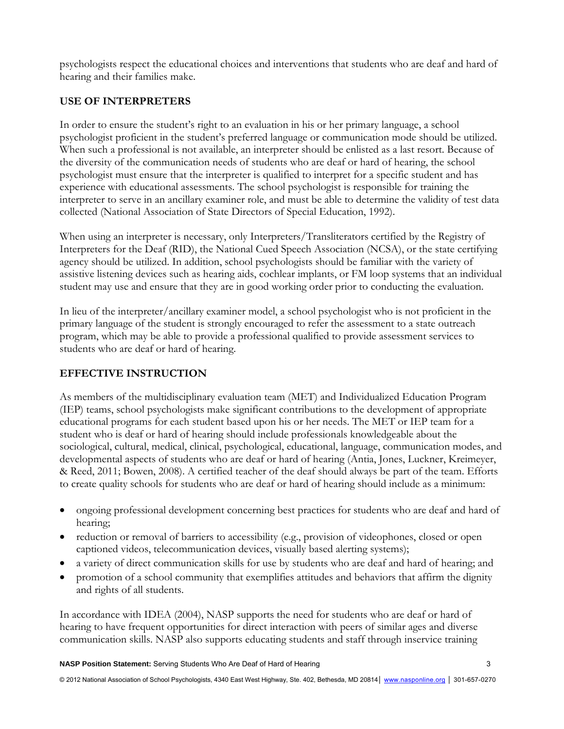psychologists respect the educational choices and interventions that students who are deaf and hard of hearing and their families make.

## USE OF INTERPRETERS

In order to ensure the student's right to an evaluation in his or her primary language, a school psychologist proficient in the student's preferred language or communication mode should be utilized. When such a professional is not available, an interpreter should be enlisted as a last resort. Because of the diversity of the communication needs of students who are deaf or hard of hearing, the school psychologist must ensure that the interpreter is qualified to interpret for a specific student and has experience with educational assessments. The school psychologist is responsible for training the interpreter to serve in an ancillary examiner role, and must be able to determine the validity of test data collected (National Association of State Directors of Special Education, 1992).

When using an interpreter is necessary, only Interpreters/Transliterators certified by the Registry of Interpreters for the Deaf (RID), the National Cued Speech Association (NCSA), or the state certifying agency should be utilized. In addition, school psychologists should be familiar with the variety of assistive listening devices such as hearing aids, cochlear implants, or FM loop systems that an individual student may use and ensure that they are in good working order prior to conducting the evaluation.

In lieu of the interpreter/ancillary examiner model, a school psychologist who is not proficient in the primary language of the student is strongly encouraged to refer the assessment to a state outreach program, which may be able to provide a professional qualified to provide assessment services to students who are deaf or hard of hearing.

## EFFECTIVE INSTRUCTION

As members of the multidisciplinary evaluation team (MET) and Individualized Education Program (IEP) teams, school psychologists make significant contributions to the development of appropriate educational programs for each student based upon his or her needs. The MET or IEP team for a student who is deaf or hard of hearing should include professionals knowledgeable about the sociological, cultural, medical, clinical, psychological, educational, language, communication modes, and developmental aspects of students who are deaf or hard of hearing (Antia, Jones, Luckner, Kreimeyer, & Reed, 2011; Bowen, 2008). A certified teacher of the deaf should always be part of the team. Efforts to create quality schools for students who are deaf or hard of hearing should include as a minimum:

- ongoing professional development concerning best practices for students who are deaf and hard of hearing;
- reduction or removal of barriers to accessibility (e.g., provision of videophones, closed or open captioned videos, telecommunication devices, visually based alerting systems);
- a variety of direct communication skills for use by students who are deaf and hard of hearing; and
- promotion of a school community that exemplifies attitudes and behaviors that affirm the dignity and rights of all students.

In accordance with IDEA (2004), NASP supports the need for students who are deaf or hard of hearing to have frequent opportunities for direct interaction with peers of similar ages and diverse communication skills. NASP also supports educating students and staff through inservice training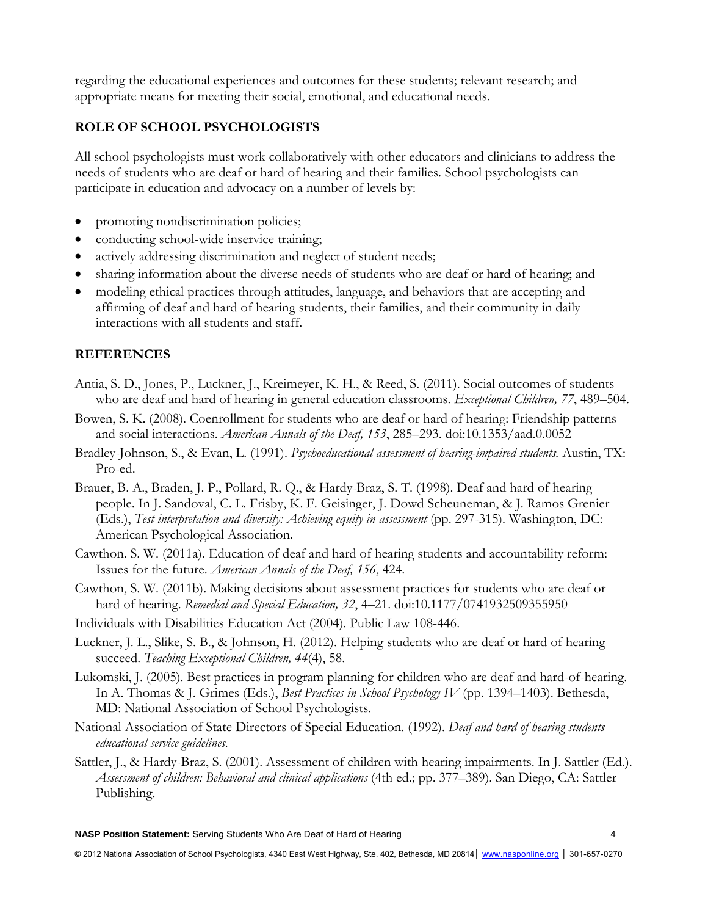regarding the educational experiences and outcomes for these students; relevant research; and appropriate means for meeting their social, emotional, and educational needs.

## ROLE OF SCHOOL PSYCHOLOGISTS

All school psychologists must work collaboratively with other educators and clinicians to address the needs of students who are deaf or hard of hearing and their families. School psychologists can participate in education and advocacy on a number of levels by:

- promoting nondiscrimination policies;
- conducting school-wide inservice training;
- actively addressing discrimination and neglect of student needs;
- sharing information about the diverse needs of students who are deaf or hard of hearing; and
- modeling ethical practices through attitudes, language, and behaviors that are accepting and affirming of deaf and hard of hearing students, their families, and their community in daily interactions with all students and staff.

## REFERENCES

Antia, S. D., Jones, P., Luckner, J., Kreimeyer, K. H., & Reed, S. (2011). Social outcomes of students who are deaf and hard of hearing in general education classrooms. *Exceptional Children, 77*, 489–504.

Bowen, S. K. (2008). Coenrollment for students who are deaf or hard of hearing: Friendship patterns and social interactions. *American Annals of the Deaf, 153*, 285–293. doi:10.1353/aad.0.0052

Bradley-Johnson, S., & Evan, L. (1991). *Psychoeducational assessment of hearing-impaired students.* Austin, TX: Pro-ed.

Brauer, B. A., Braden, J. P., Pollard, R. Q., & Hardy-Braz, S. T. (1998). Deaf and hard of hearing people. In J. Sandoval, C. L. Frisby, K. F. Geisinger, J. Dowd Scheuneman, & J. Ramos Grenier (Eds.), *Test interpretation and diversity: Achieving equity in assessment* (pp. 297-315). Washington, DC: American Psychological Association.

Cawthon. S. W. (2011a). Education of deaf and hard of hearing students and accountability reform: Issues for the future. *American Annals of the Deaf, 156*, 424.

Cawthon, S. W. (2011b). Making decisions about assessment practices for students who are deaf or hard of hearing. *Remedial and Special Education, 32*, 4–21. doi:10.1177/0741932509355950

Individuals with Disabilities Education Act (2004). Public Law 108-446.

Luckner, J. L., Slike, S. B., & Johnson, H. (2012). Helping students who are deaf or hard of hearing succeed. *Teaching Exceptional Children, 44*(4), 58.

Lukomski, J. (2005). Best practices in program planning for children who are deaf and hard-of-hearing. In A. Thomas & J. Grimes (Eds.), *Best Practices in School Psychology IV* (pp. 1394–1403). Bethesda, MD: National Association of School Psychologists.

National Association of State Directors of Special Education. (1992). *Deaf and hard of hearing students educational service guidelines.*

Sattler, J., & Hardy-Braz, S. (2001). Assessment of children with hearing impairments. In J. Sattler (Ed.). *Assessment of children: Behavioral and clinical applications* (4th ed.; pp. 377–389). San Diego, CA: Sattler Publishing.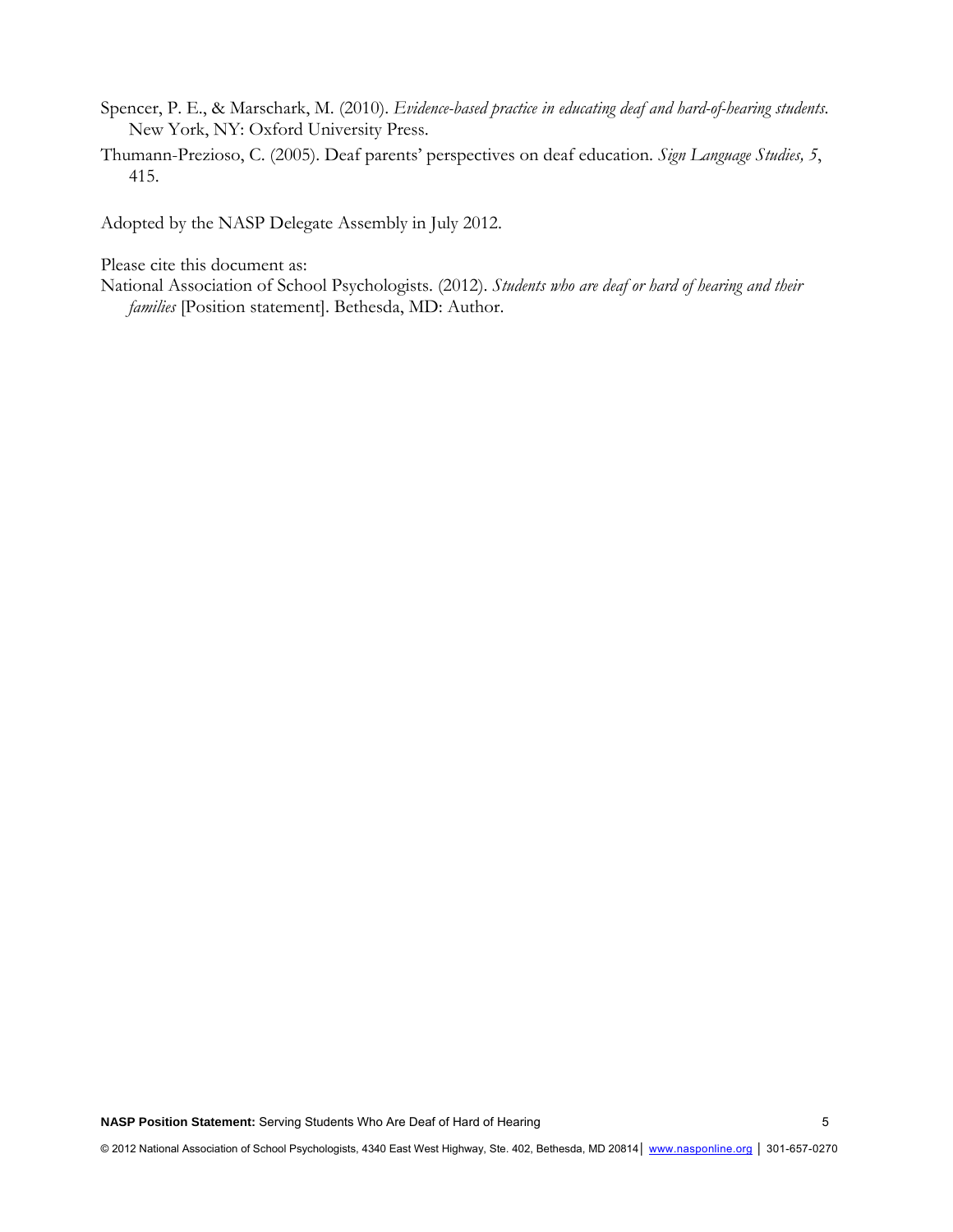Spencer, P. E., & Marschark, M. (2010). *Evidence-based practice in educating deaf and hard-of-hearing students*. New York, NY: Oxford University Press.

Thumann-Prezioso, C. (2005). Deaf parents' perspectives on deaf education. *Sign Language Studies, 5*, 415.

Adopted by the NASP Delegate Assembly in July 2012.

Please cite this document as:

National Association of School Psychologists. (2012). *Students who are deaf or hard of hearing and their families* [Position statement]. Bethesda, MD: Author.